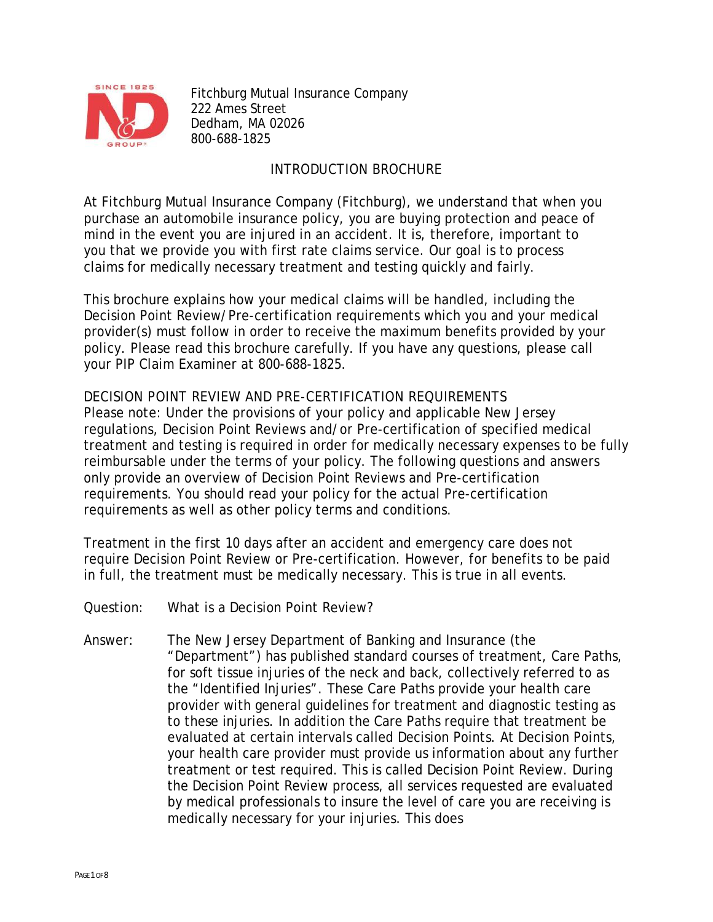Fitchburg Mutual Insurance Company
222 Ames Street
Dedham, MA 02026
800-688-1825

# INTRODUCTION BROCHURE

At Fitchburg Mutual Insurance Company (Fitchburg), we understand that when you purchase an automobile insurance policy, you are buying protection and peace of mind in the event you are injured in an accident. It is, therefore, important to you that we provide you with first rate claims service. Our goal is to process claims for medically necessary treatment and testing quickly and fairly.

This brochure explains how your medical claims will be handled, including the Decision Point Review/Pre-certification requirements which you and your medical provider(s) must follow in order to receive the maximum benefits provided by your policy. Please read this brochure carefully. If you have any questions, please call your PIP Claim Examiner at 800-688-1825.

## DECISION POINT REVIEW AND PRE-CERTIFICATION REQUIREMENTS

Please note: Under the provisions of your policy and applicable New Jersey regulations, Decision Point Reviews and/or Pre-certification of specified medical treatment and testing is required in order for medically necessary expenses to be fully reimbursable under the terms of your policy. The following questions and answers only provide an overview of Decision Point Reviews and Pre-certification requirements. You should read your policy for the actual Pre-certification requirements as well as other policy terms and conditions.

Treatment in the first 10 days after an accident and emergency care does not require Decision Point Review or Pre-certification. However, for benefits to be paid in full, the treatment must be medically necessary. This is true in all events.

Question: What is a Decision Point Review?

Answer: The New Jersey Department of Banking and Insurance (the "Department") has published standard courses of treatment, Care Paths, for soft tissue injuries of the neck and back, collectively referred to as the "Identified Injuries". These Care Paths provide your health care provider with general guidelines for treatment and diagnostic testing as to these injuries. In addition the Care Paths require that treatment be evaluated at certain intervals called Decision Points. At Decision Points, your health care provider must provide us information about any further treatment or test required. This is called Decision Point Review. During the Decision Point Review process, all services requested are evaluated by medical professionals to insure the level of care you are receiving is medically necessary for your injuries. This does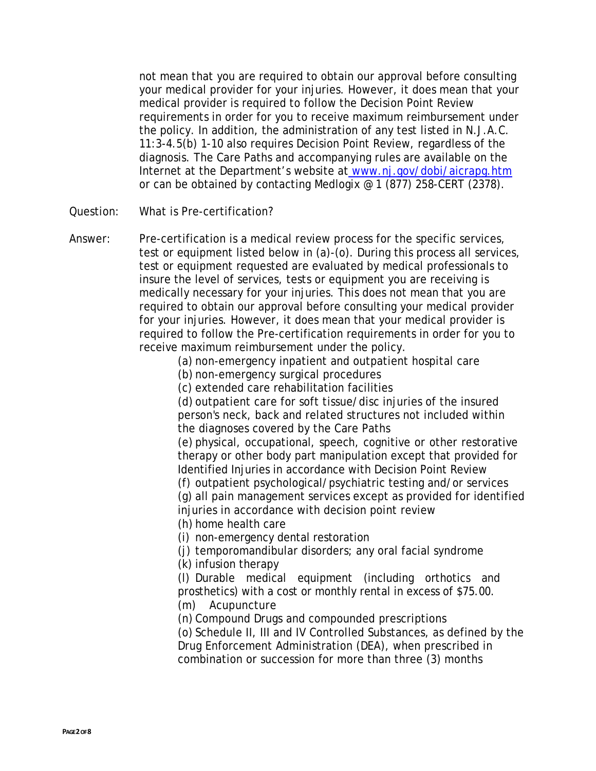not mean that you are required to obtain our approval before consulting your medical provider for your injuries. However, it does mean that your medical provider is required to follow the Decision Point Review requirements in order for you to receive maximum reimbursement under the policy. In addition, the administration of any test listed in N.J.A.C. 11:3-4.5(b) 1-10 also requires Decision Point Review, regardless of the diagnosis. The Care Paths and accompanying rules are available on the Internet at the Department's website at www.nj.gov/dobi/aicrapg.htm or can be obtained by contacting Medlogix @ 1 (877) 258-CERT (2378).

Question: What is Pre-certification?

Answer: Pre-certification is a medical review process for the specific services, test or equipment listed below in (a)-(o). During this process all services, test or equipment requested are evaluated by medical professionals to insure the level of services, tests or equipment you are receiving is medically necessary for your injuries. This does not mean that you are required to obtain our approval before consulting your medical provider for your injuries. However, it does mean that your medical provider is required to follow the Pre-certification requirements in order for you to receive maximum reimbursement under the policy.

(a) non-emergency inpatient and outpatient hospital care
(b) non-emergency surgical procedures
(c) extended care rehabilitation facilities
(d) outpatient care for soft tissue/disc injuries of the insured person's neck, back and related structures not included within the diagnoses covered by the Care Paths
(e) physical, occupational, speech, cognitive or other restorative therapy or other body part manipulation except that provided for Identified Injuries in accordance with Decision Point Review
(f) outpatient psychological/psychiatric testing and/or services
(g) all pain management services except as provided for identified injuries in accordance with decision point review
(h) home health care
(i) non-emergency dental restoration
(j) temporomandibular disorders; any oral facial syndrome
(k) infusion therapy
(l) Durable medical equipment (including orthotics and prosthetics) with a cost or monthly rental in excess of $75.00.
(m) Acupuncture
(n) Compound Drugs and compounded prescriptions
(o) Schedule II, III and IV Controlled Substances, as defined by the Drug Enforcement Administration (DEA), when prescribed in combination or succession for more than three (3) months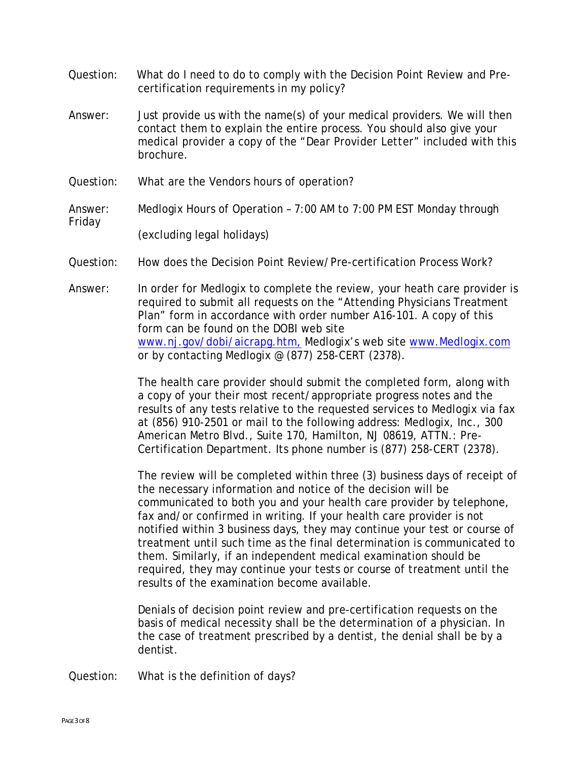Question: What do I need to do to comply with the Decision Point Review and Pre-certification requirements in my policy?

Answer: Just provide us with the name(s) of your medical providers. We will then contact them to explain the entire process. You should also give your medical provider a copy of the "Dear Provider Letter" included with this brochure.

Question: What are the Vendors hours of operation?

Answer: Medlogix Hours of Operation – 7:00 AM to 7:00 PM EST Monday through Friday

(excluding legal holidays)

Question: How does the Decision Point Review/Pre-certification Process Work?

Answer: In order for Medlogix to complete the review, your heath care provider is required to submit all requests on the "Attending Physicians Treatment Plan" form in accordance with order number A16-101. A copy of this form can be found on the DOBI web site [www.nj.gov/dobi/aicrapg.htm,](www.nj.gov/dobi/aicrapg.htm) Medlogix's web site [www.Medlogix.com](www.Medlogix.com) or by contacting Medlogix @ (877) 258-CERT (2378).

The health care provider should submit the completed form, along with a copy of your their most recent/appropriate progress notes and the results of any tests relative to the requested services to Medlogix via fax at (856) 910-2501 or mail to the following address: Medlogix, Inc., 300 American Metro Blvd., Suite 170, Hamilton, NJ 08619, ATTN.: Pre-Certification Department. Its phone number is (877) 258-CERT (2378).

The review will be completed within three (3) business days of receipt of the necessary information and notice of the decision will be communicated to both you and your health care provider by telephone, fax and/or confirmed in writing. If your health care provider is not notified within 3 business days, they may continue your test or course of treatment until such time as the final determination is communicated to them. Similarly, if an independent medical examination should be required, they may continue your tests or course of treatment until the results of the examination become available.

Denials of decision point review and pre-certification requests on the basis of medical necessity shall be the determination of a physician. In the case of treatment prescribed by a dentist, the denial shall be by a dentist.

Question: What is the definition of days?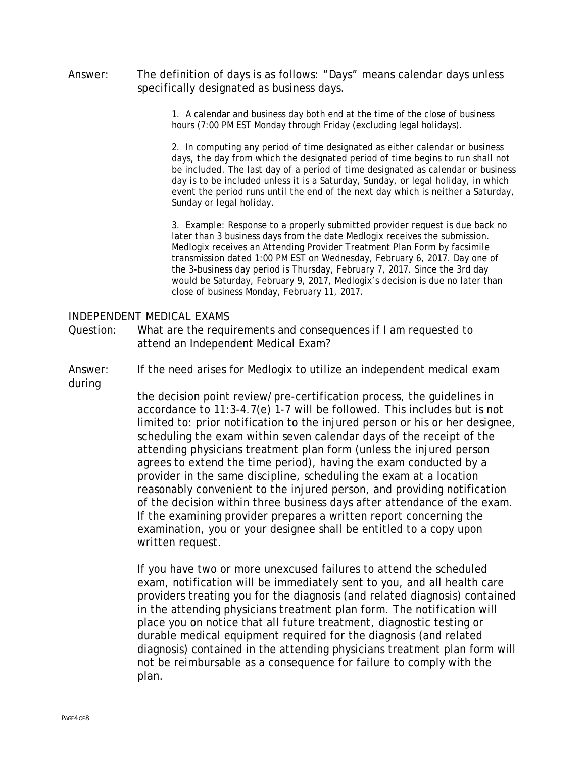Answer: The definition of days is as follows: "Days" means calendar days unless specifically designated as business days.

1. A calendar and business day both end at the time of the close of business hours (7:00 PM EST Monday through Friday (excluding legal holidays).

2. In computing any period of time designated as either calendar or business days, the day from which the designated period of time begins to run shall not be included. The last day of a period of time designated as calendar or business day is to be included unless it is a Saturday, Sunday, or legal holiday, in which event the period runs until the end of the next day which is neither a Saturday, Sunday or legal holiday.

3. Example: Response to a properly submitted provider request is due back no later than 3 business days from the date Medlogix receives the submission. Medlogix receives an Attending Provider Treatment Plan Form by facsimile transmission dated 1:00 PM EST on Wednesday, February 6, 2017. Day one of the 3-business day period is Thursday, February 7, 2017. Since the 3rd day would be Saturday, February 9, 2017, Medlogix's decision is due no later than close of business Monday, February 11, 2017.

## INDEPENDENT MEDICAL EXAMS

Question: What are the requirements and consequences if I am requested to attend an Independent Medical Exam?

Answer: If the need arises for Medlogix to utilize an independent medical exam during the decision point review/pre-certification process, the guidelines in accordance to 11:3-4.7(e) 1-7 will be followed. This includes but is not limited to: prior notification to the injured person or his or her designee, scheduling the exam within seven calendar days of the receipt of the attending physicians treatment plan form (unless the injured person agrees to extend the time period), having the exam conducted by a provider in the same discipline, scheduling the exam at a location reasonably convenient to the injured person, and providing notification of the decision within three business days after attendance of the exam. If the examining provider prepares a written report concerning the examination, you or your designee shall be entitled to a copy upon written request.

If you have two or more unexcused failures to attend the scheduled exam, notification will be immediately sent to you, and all health care providers treating you for the diagnosis (and related diagnosis) contained in the attending physicians treatment plan form. The notification will place you on notice that all future treatment, diagnostic testing or durable medical equipment required for the diagnosis (and related diagnosis) contained in the attending physicians treatment plan form will not be reimbursable as a consequence for failure to comply with the plan.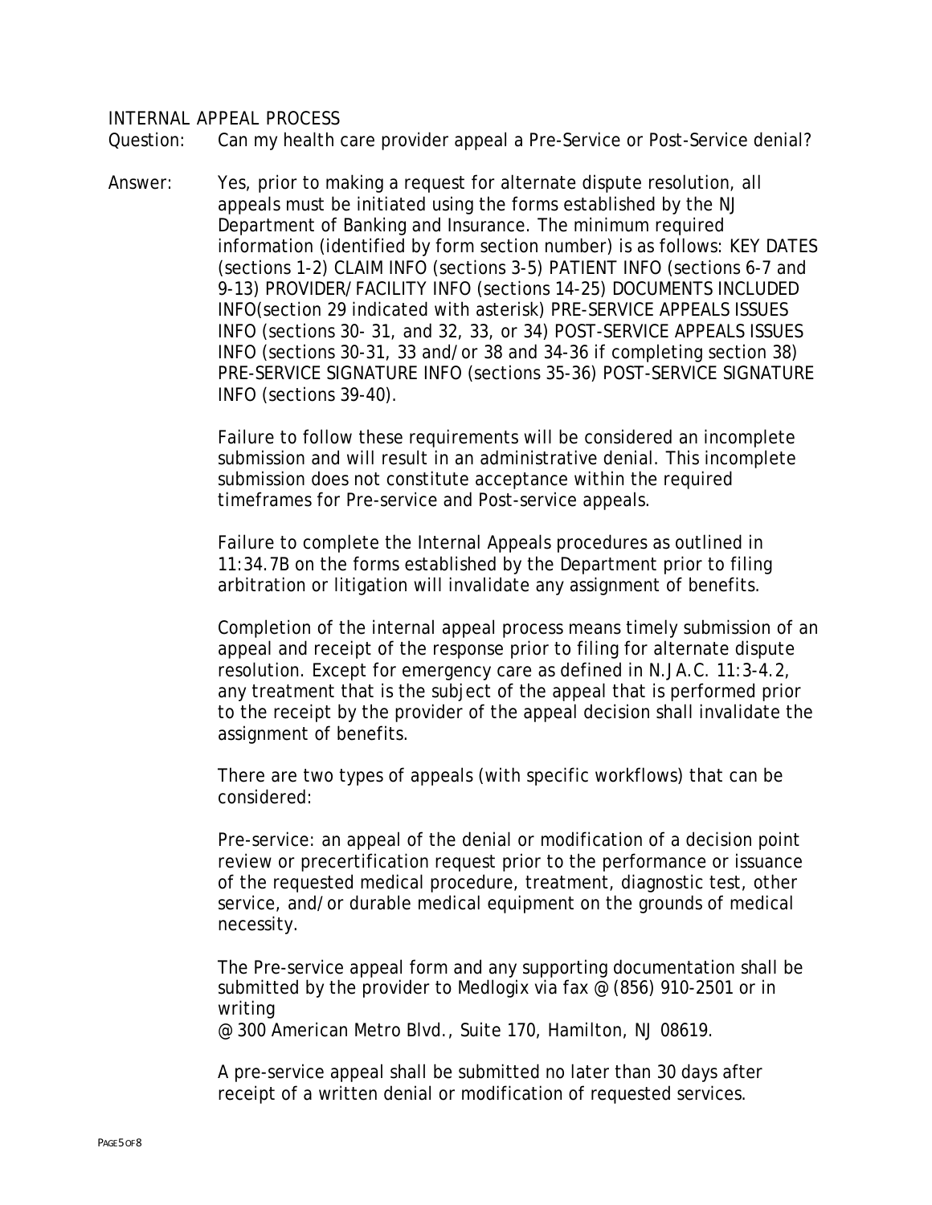INTERNAL APPEAL PROCESS

Question: Can my health care provider appeal a Pre-Service or Post-Service denial?

Answer: Yes, prior to making a request for alternate dispute resolution, all appeals must be initiated using the forms established by the NJ Department of Banking and Insurance. The minimum required information (identified by form section number) is as follows: KEY DATES (sections 1-2) CLAIM INFO (sections 3-5) PATIENT INFO (sections 6-7 and 9-13) PROVIDER/FACILITY INFO (sections 14-25) DOCUMENTS INCLUDED INFO(section 29 indicated with asterisk) PRE-SERVICE APPEALS ISSUES INFO (sections 30- 31, and 32, 33, or 34) POST-SERVICE APPEALS ISSUES INFO (sections 30-31, 33 and/or 38 and 34-36 if completing section 38) PRE-SERVICE SIGNATURE INFO (sections 35-36) POST-SERVICE SIGNATURE INFO (sections 39-40).

Failure to follow these requirements will be considered an incomplete submission and will result in an administrative denial. This incomplete submission does not constitute acceptance within the required timeframes for Pre-service and Post-service appeals.

Failure to complete the Internal Appeals procedures as outlined in 11:34.7B on the forms established by the Department prior to filing arbitration or litigation will invalidate any assignment of benefits.

Completion of the internal appeal process means timely submission of an appeal and receipt of the response prior to filing for alternate dispute resolution. Except for emergency care as defined in N.JA.C. 11:3-4.2, any treatment that is the subject of the appeal that is performed prior to the receipt by the provider of the appeal decision shall invalidate the assignment of benefits.

There are two types of appeals (with specific workflows) that can be considered:

Pre-service: an appeal of the denial or modification of a decision point review or precertification request prior to the performance or issuance of the requested medical procedure, treatment, diagnostic test, other service, and/or durable medical equipment on the grounds of medical necessity.

The Pre-service appeal form and any supporting documentation shall be submitted by the provider to Medlogix via fax @ (856) 910-2501 or in writing
@ 300 American Metro Blvd., Suite 170, Hamilton, NJ 08619.

A pre-service appeal shall be submitted no later than 30 days after receipt of a written denial or modification of requested services.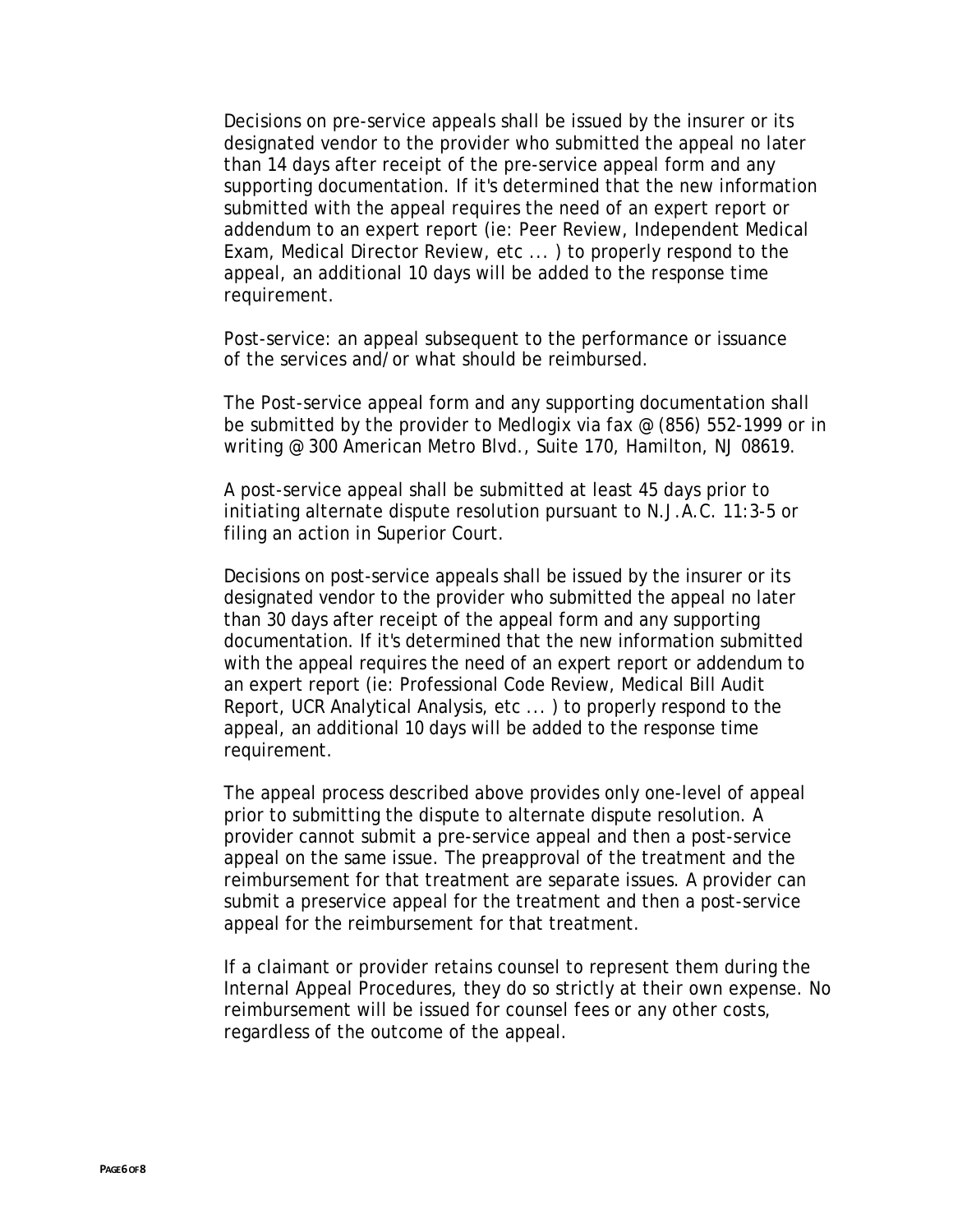Decisions on pre-service appeals shall be issued by the insurer or its designated vendor to the provider who submitted the appeal no later than 14 days after receipt of the pre-service appeal form and any supporting documentation. If it's determined that the new information submitted with the appeal requires the need of an expert report or addendum to an expert report (ie: Peer Review, Independent Medical Exam, Medical Director Review, etc ... ) to properly respond to the appeal, an additional 10 days will be added to the response time requirement.

Post-service: an appeal subsequent to the performance or issuance of the services and/or what should be reimbursed.

The Post-service appeal form and any supporting documentation shall be submitted by the provider to Medlogix via fax @ (856) 552-1999 or in writing @ 300 American Metro Blvd., Suite 170, Hamilton, NJ 08619.

A post-service appeal shall be submitted at least 45 days prior to initiating alternate dispute resolution pursuant to N.J.A.C. 11:3-5 or filing an action in Superior Court.

Decisions on post-service appeals shall be issued by the insurer or its designated vendor to the provider who submitted the appeal no later than 30 days after receipt of the appeal form and any supporting documentation. If it's determined that the new information submitted with the appeal requires the need of an expert report or addendum to an expert report (ie: Professional Code Review, Medical Bill Audit Report, UCR Analytical Analysis, etc ... ) to properly respond to the appeal, an additional 10 days will be added to the response time requirement.

The appeal process described above provides only one-level of appeal prior to submitting the dispute to alternate dispute resolution. A provider cannot submit a pre-service appeal and then a post-service appeal on the same issue. The preapproval of the treatment and the reimbursement for that treatment are separate issues. A provider can submit a preservice appeal for the treatment and then a post-service appeal for the reimbursement for that treatment.

If a claimant or provider retains counsel to represent them during the Internal Appeal Procedures, they do so strictly at their own expense. No reimbursement will be issued for counsel fees or any other costs, regardless of the outcome of the appeal.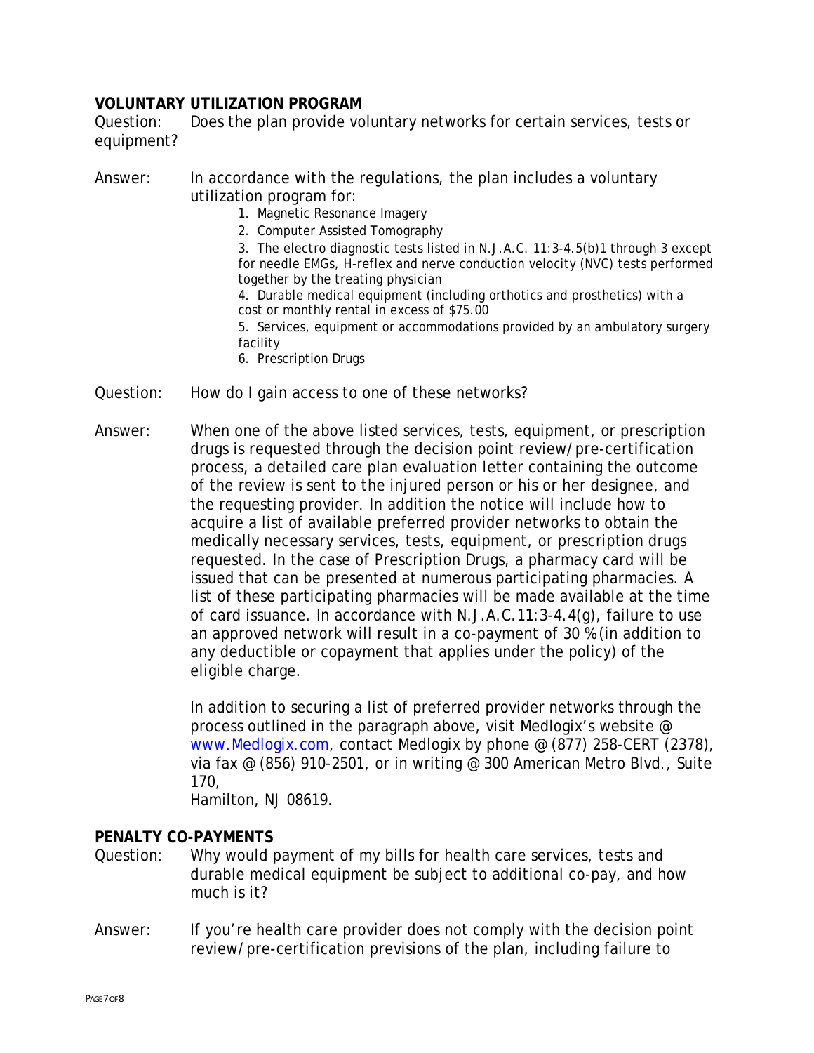**VOLUNTARY UTILIZATION PROGRAM**

Question: Does the plan provide voluntary networks for certain services, tests or equipment?

Answer: In accordance with the regulations, the plan includes a voluntary utilization program for:

1. Magnetic Resonance Imagery
2. Computer Assisted Tomography
3. The electro diagnostic tests listed in N.J.A.C. 11:3-4.5(b)1 through 3 except for needle EMGs, H-reflex and nerve conduction velocity (NVC) tests performed together by the treating physician
4. Durable medical equipment (including orthotics and prosthetics) with a cost or monthly rental in excess of $75.00
5. Services, equipment or accommodations provided by an ambulatory surgery facility
6. Prescription Drugs

Question: How do I gain access to one of these networks?

Answer: When one of the above listed services, tests, equipment, or prescription drugs is requested through the decision point review/pre-certification process, a detailed care plan evaluation letter containing the outcome of the review is sent to the injured person or his or her designee, and the requesting provider. In addition the notice will include how to acquire a list of available preferred provider networks to obtain the medically necessary services, tests, equipment, or prescription drugs requested. In the case of Prescription Drugs, a pharmacy card will be issued that can be presented at numerous participating pharmacies. A list of these participating pharmacies will be made available at the time of card issuance. In accordance with N.J.A.C.11:3-4.4(g), failure to use an approved network will result in a co-payment of 30 % (in addition to any deductible or copayment that applies under the policy) of the eligible charge.

In addition to securing a list of preferred provider networks through the process outlined in the paragraph above, visit Medlogix's website @ www.Medlogix.com, contact Medlogix by phone @ (877) 258-CERT (2378), via fax @ (856) 910-2501, or in writing @ 300 American Metro Blvd., Suite 170,
Hamilton, NJ 08619.

**PENALTY CO-PAYMENTS**

Question: Why would payment of my bills for health care services, tests and durable medical equipment be subject to additional co-pay, and how much is it?

Answer: If you're health care provider does not comply with the decision point review/pre-certification previsions of the plan, including failure to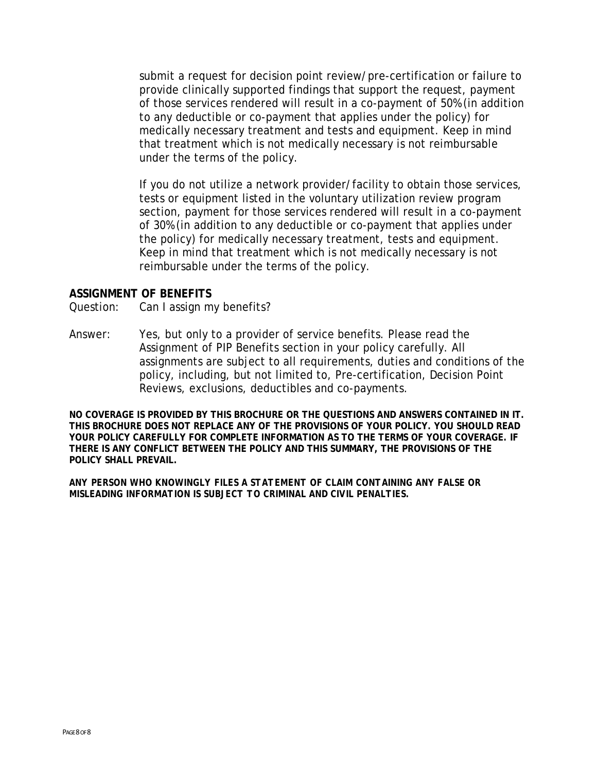submit a request for decision point review/pre-certification or failure to provide clinically supported findings that support the request, payment of those services rendered will result in a co-payment of 50% (in addition to any deductible or co-payment that applies under the policy) for medically necessary treatment and tests and equipment. Keep in mind that treatment which is not medically necessary is not reimbursable under the terms of the policy.

If you do not utilize a network provider/facility to obtain those services, tests or equipment listed in the voluntary utilization review program section, payment for those services rendered will result in a co-payment of 30% (in addition to any deductible or co-payment that applies under the policy) for medically necessary treatment, tests and equipment. Keep in mind that treatment which is not medically necessary is not reimbursable under the terms of the policy.

**ASSIGNMENT OF BENEFITS**

Question: Can I assign my benefits?

Answer: Yes, but only to a provider of service benefits. Please read the Assignment of PIP Benefits section in your policy carefully. All assignments are subject to all requirements, duties and conditions of the policy, including, but not limited to, Pre-certification, Decision Point Reviews, exclusions, deductibles and co-payments.

**NO COVERAGE IS PROVIDED BY THIS BROCHURE OR THE QUESTIONS AND ANSWERS CONTAINED IN IT. THIS BROCHURE DOES NOT REPLACE ANY OF THE PROVISIONS OF YOUR POLICY. YOU SHOULD READ YOUR POLICY CAREFULLY FOR COMPLETE INFORMATION AS TO THE TERMS OF YOUR COVERAGE. IF THERE IS ANY CONFLICT BETWEEN THE POLICY AND THIS SUMMARY, THE PROVISIONS OF THE POLICY SHALL PREVAIL.**

**ANY PERSON WHO KNOWINGLY FILES A STATEMENT OF CLAIM CONTAINING ANY FALSE OR MISLEADING INFORMATION IS SUBJECT TO CRIMINAL AND CIVIL PENALTIES.**